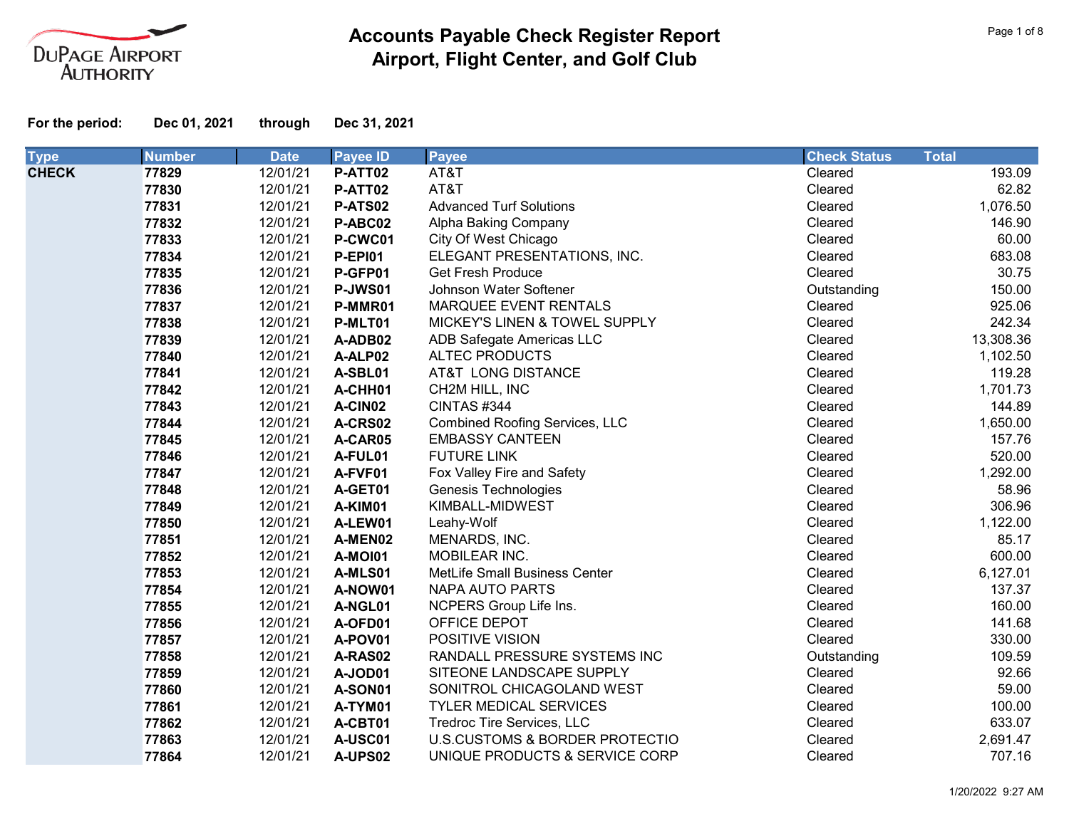DuPage Airport Authority

# Accounts Payable Check Register Report
## Airport, Flight Center, and Golf Club

**For the period:** **Dec 01, 2021** through **Dec 31, 2021**

| Type | Number | Date | Payee ID | Payee | Check Status | Total |
|---|---|---|---|---|---|---|
| **CHECK** | **77829** | 12/01/21 | **P-ATT02** | AT&T | Cleared | 193.09 |
| | **77830** | 12/01/21 | **P-ATT02** | AT&T | Cleared | 62.82 |
| | **77831** | 12/01/21 | **P-ATS02** | Advanced Turf Solutions | Cleared | 1,076.50 |
| | **77832** | 12/01/21 | **P-ABC02** | Alpha Baking Company | Cleared | 146.90 |
| | **77833** | 12/01/21 | **P-CWC01** | City Of West Chicago | Cleared | 60.00 |
| | **77834** | 12/01/21 | **P-EPI01** | ELEGANT PRESENTATIONS, INC. | Cleared | 683.08 |
| | **77835** | 12/01/21 | **P-GFP01** | Get Fresh Produce | Cleared | 30.75 |
| | **77836** | 12/01/21 | **P-JWS01** | Johnson Water Softener | Outstanding | 150.00 |
| | **77837** | 12/01/21 | **P-MMR01** | MARQUEE EVENT RENTALS | Cleared | 925.06 |
| | **77838** | 12/01/21 | **P-MLT01** | MICKEY'S LINEN & TOWEL SUPPLY | Cleared | 242.34 |
| | **77839** | 12/01/21 | **A-ADB02** | ADB Safegate Americas LLC | Cleared | 13,308.36 |
| | **77840** | 12/01/21 | **A-ALP02** | ALTEC PRODUCTS | Cleared | 1,102.50 |
| | **77841** | 12/01/21 | **A-SBL01** | AT&T LONG DISTANCE | Cleared | 119.28 |
| | **77842** | 12/01/21 | **A-CHH01** | CH2M HILL, INC | Cleared | 1,701.73 |
| | **77843** | 12/01/21 | **A-CIN02** | CINTAS #344 | Cleared | 144.89 |
| | **77844** | 12/01/21 | **A-CRS02** | Combined Roofing Services, LLC | Cleared | 1,650.00 |
| | **77845** | 12/01/21 | **A-CAR05** | EMBASSY CANTEEN | Cleared | 157.76 |
| | **77846** | 12/01/21 | **A-FUL01** | FUTURE LINK | Cleared | 520.00 |
| | **77847** | 12/01/21 | **A-FVF01** | Fox Valley Fire and Safety | Cleared | 1,292.00 |
| | **77848** | 12/01/21 | **A-GET01** | Genesis Technologies | Cleared | 58.96 |
| | **77849** | 12/01/21 | **A-KIM01** | KIMBALL-MIDWEST | Cleared | 306.96 |
| | **77850** | 12/01/21 | **A-LEW01** | Leahy-Wolf | Cleared | 1,122.00 |
| | **77851** | 12/01/21 | **A-MEN02** | MENARDS, INC. | Cleared | 85.17 |
| | **77852** | 12/01/21 | **A-MOI01** | MOBILEAR INC. | Cleared | 600.00 |
| | **77853** | 12/01/21 | **A-MLS01** | MetLife Small Business Center | Cleared | 6,127.01 |
| | **77854** | 12/01/21 | **A-NOW01** | NAPA AUTO PARTS | Cleared | 137.37 |
| | **77855** | 12/01/21 | **A-NGL01** | NCPERS Group Life Ins. | Cleared | 160.00 |
| | **77856** | 12/01/21 | **A-OFD01** | OFFICE DEPOT | Cleared | 141.68 |
| | **77857** | 12/01/21 | **A-POV01** | POSITIVE VISION | Cleared | 330.00 |
| | **77858** | 12/01/21 | **A-RAS02** | RANDALL PRESSURE SYSTEMS INC | Outstanding | 109.59 |
| | **77859** | 12/01/21 | **A-JOD01** | SITEONE LANDSCAPE SUPPLY | Cleared | 92.66 |
| | **77860** | 12/01/21 | **A-SON01** | SONITROL CHICAGOLAND WEST | Cleared | 59.00 |
| | **77861** | 12/01/21 | **A-TYM01** | TYLER MEDICAL SERVICES | Cleared | 100.00 |
| | **77862** | 12/01/21 | **A-CBT01** | Tredroc Tire Services, LLC | Cleared | 633.07 |
| | **77863** | 12/01/21 | **A-USC01** | U.S.CUSTOMS & BORDER PROTECTIO | Cleared | 2,691.47 |
| | **77864** | 12/01/21 | **A-UPS02** | UNIQUE PRODUCTS & SERVICE CORP | Cleared | 707.16 |

1/20/2022 9:27 AM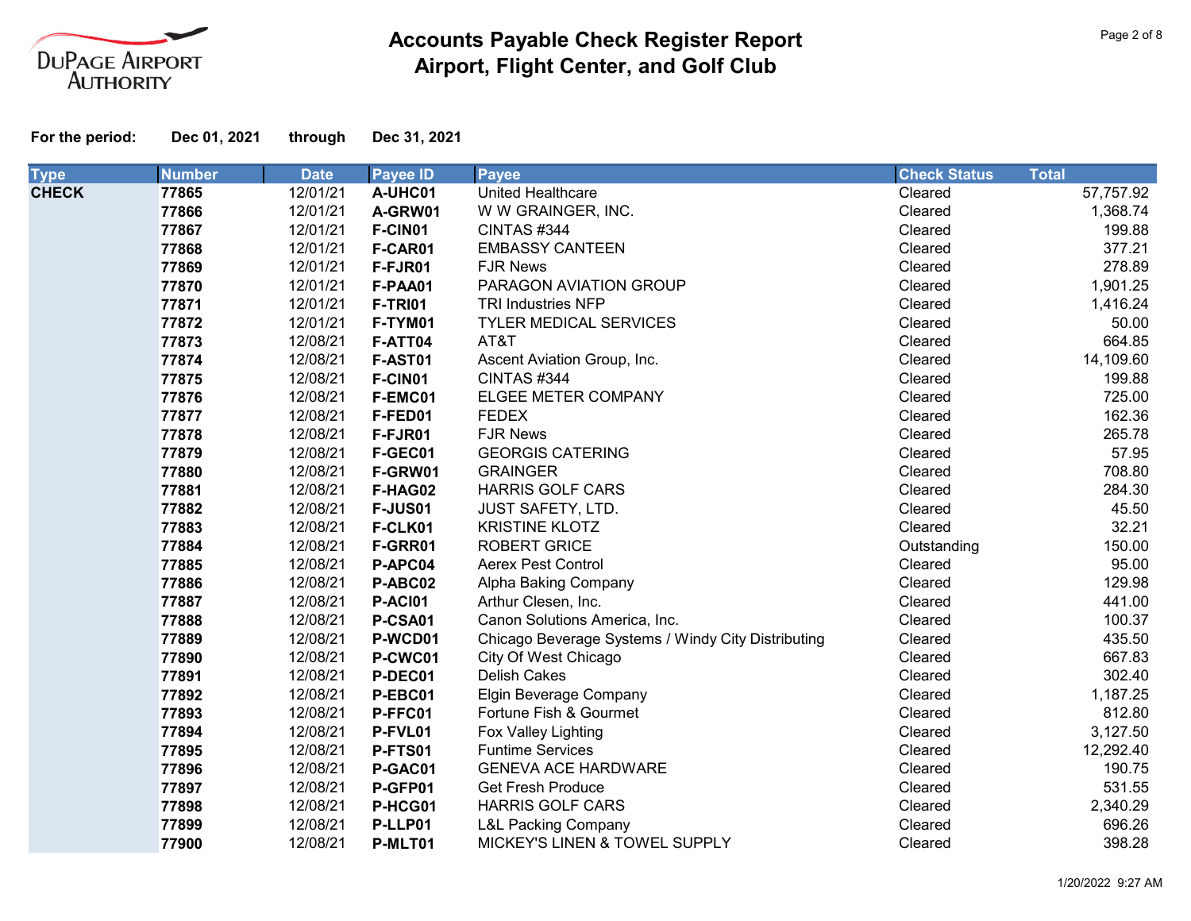# Accounts Payable Check Register Report
## Airport, Flight Center, and Golf Club

**For the period:** **Dec 01, 2021** **through** **Dec 31, 2021**

| Type | Number | Date | Payee ID | Payee | Check Status | Total |
|---|---|---|---|---|---|---|
| **CHECK** | **77865** | 12/01/21 | **A-UHC01** | United Healthcare | Cleared | 57,757.92 |
| | **77866** | 12/01/21 | **A-GRW01** | W W GRAINGER, INC. | Cleared | 1,368.74 |
| | **77867** | 12/01/21 | **F-CIN01** | CINTAS #344 | Cleared | 199.88 |
| | **77868** | 12/01/21 | **F-CAR01** | EMBASSY CANTEEN | Cleared | 377.21 |
| | **77869** | 12/01/21 | **F-FJR01** | FJR News | Cleared | 278.89 |
| | **77870** | 12/01/21 | **F-PAA01** | PARAGON AVIATION GROUP | Cleared | 1,901.25 |
| | **77871** | 12/01/21 | **F-TRI01** | TRI Industries NFP | Cleared | 1,416.24 |
| | **77872** | 12/01/21 | **F-TYM01** | TYLER MEDICAL SERVICES | Cleared | 50.00 |
| | **77873** | 12/08/21 | **F-ATT04** | AT&T | Cleared | 664.85 |
| | **77874** | 12/08/21 | **F-AST01** | Ascent Aviation Group, Inc. | Cleared | 14,109.60 |
| | **77875** | 12/08/21 | **F-CIN01** | CINTAS #344 | Cleared | 199.88 |
| | **77876** | 12/08/21 | **F-EMC01** | ELGEE METER COMPANY | Cleared | 725.00 |
| | **77877** | 12/08/21 | **F-FED01** | FEDEX | Cleared | 162.36 |
| | **77878** | 12/08/21 | **F-FJR01** | FJR News | Cleared | 265.78 |
| | **77879** | 12/08/21 | **F-GEC01** | GEORGIS CATERING | Cleared | 57.95 |
| | **77880** | 12/08/21 | **F-GRW01** | GRAINGER | Cleared | 708.80 |
| | **77881** | 12/08/21 | **F-HAG02** | HARRIS GOLF CARS | Cleared | 284.30 |
| | **77882** | 12/08/21 | **F-JUS01** | JUST SAFETY, LTD. | Cleared | 45.50 |
| | **77883** | 12/08/21 | **F-CLK01** | KRISTINE KLOTZ | Cleared | 32.21 |
| | **77884** | 12/08/21 | **F-GRR01** | ROBERT GRICE | Outstanding | 150.00 |
| | **77885** | 12/08/21 | **P-APC04** | Aerex Pest Control | Cleared | 95.00 |
| | **77886** | 12/08/21 | **P-ABC02** | Alpha Baking Company | Cleared | 129.98 |
| | **77887** | 12/08/21 | **P-ACI01** | Arthur Clesen, Inc. | Cleared | 441.00 |
| | **77888** | 12/08/21 | **P-CSA01** | Canon Solutions America, Inc. | Cleared | 100.37 |
| | **77889** | 12/08/21 | **P-WCD01** | Chicago Beverage Systems / Windy City Distributing | Cleared | 435.50 |
| | **77890** | 12/08/21 | **P-CWC01** | City Of West Chicago | Cleared | 667.83 |
| | **77891** | 12/08/21 | **P-DEC01** | Delish Cakes | Cleared | 302.40 |
| | **77892** | 12/08/21 | **P-EBC01** | Elgin Beverage Company | Cleared | 1,187.25 |
| | **77893** | 12/08/21 | **P-FFC01** | Fortune Fish & Gourmet | Cleared | 812.80 |
| | **77894** | 12/08/21 | **P-FVL01** | Fox Valley Lighting | Cleared | 3,127.50 |
| | **77895** | 12/08/21 | **P-FTS01** | Funtime Services | Cleared | 12,292.40 |
| | **77896** | 12/08/21 | **P-GAC01** | GENEVA ACE HARDWARE | Cleared | 190.75 |
| | **77897** | 12/08/21 | **P-GFP01** | Get Fresh Produce | Cleared | 531.55 |
| | **77898** | 12/08/21 | **P-HCG01** | HARRIS GOLF CARS | Cleared | 2,340.29 |
| | **77899** | 12/08/21 | **P-LLP01** | L&L Packing Company | Cleared | 696.26 |
| | **77900** | 12/08/21 | **P-MLT01** | MICKEY'S LINEN & TOWEL SUPPLY | Cleared | 398.28 |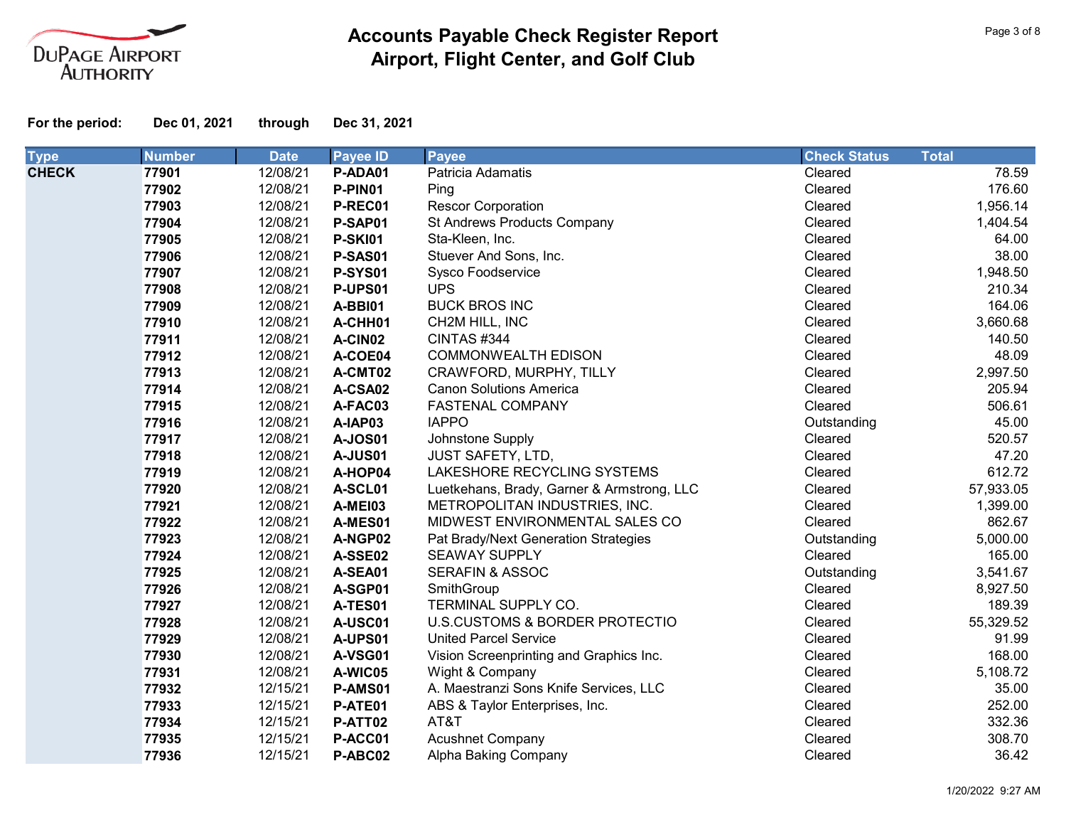# Accounts Payable Check Register Report
## Airport, Flight Center, and Golf Club

DuPage Airport Authority

**For the period:** **Dec 01, 2021** **through** **Dec 31, 2021**

| Type | Number | Date | Payee ID | Payee | Check Status | Total |
|---|---|---|---|---|---|---|
| **CHECK** | **77901** | 12/08/21 | **P-ADA01** | Patricia Adamatis | Cleared | 78.59 |
| | **77902** | 12/08/21 | **P-PIN01** | Ping | Cleared | 176.60 |
| | **77903** | 12/08/21 | **P-REC01** | Rescor Corporation | Cleared | 1,956.14 |
| | **77904** | 12/08/21 | **P-SAP01** | St Andrews Products Company | Cleared | 1,404.54 |
| | **77905** | 12/08/21 | **P-SKI01** | Sta-Kleen, Inc. | Cleared | 64.00 |
| | **77906** | 12/08/21 | **P-SAS01** | Stuever And Sons, Inc. | Cleared | 38.00 |
| | **77907** | 12/08/21 | **P-SYS01** | Sysco Foodservice | Cleared | 1,948.50 |
| | **77908** | 12/08/21 | **P-UPS01** | UPS | Cleared | 210.34 |
| | **77909** | 12/08/21 | **A-BBI01** | BUCK BROS INC | Cleared | 164.06 |
| | **77910** | 12/08/21 | **A-CHH01** | CH2M HILL, INC | Cleared | 3,660.68 |
| | **77911** | 12/08/21 | **A-CIN02** | CINTAS #344 | Cleared | 140.50 |
| | **77912** | 12/08/21 | **A-COE04** | COMMONWEALTH EDISON | Cleared | 48.09 |
| | **77913** | 12/08/21 | **A-CMT02** | CRAWFORD, MURPHY, TILLY | Cleared | 2,997.50 |
| | **77914** | 12/08/21 | **A-CSA02** | Canon Solutions America | Cleared | 205.94 |
| | **77915** | 12/08/21 | **A-FAC03** | FASTENAL COMPANY | Cleared | 506.61 |
| | **77916** | 12/08/21 | **A-IAP03** | IAPPO | Outstanding | 45.00 |
| | **77917** | 12/08/21 | **A-JOS01** | Johnstone Supply | Cleared | 520.57 |
| | **77918** | 12/08/21 | **A-JUS01** | JUST SAFETY, LTD, | Cleared | 47.20 |
| | **77919** | 12/08/21 | **A-HOP04** | LAKESHORE RECYCLING SYSTEMS | Cleared | 612.72 |
| | **77920** | 12/08/21 | **A-SCL01** | Luetkehans, Brady, Garner & Armstrong, LLC | Cleared | 57,933.05 |
| | **77921** | 12/08/21 | **A-MEI03** | METROPOLITAN INDUSTRIES, INC. | Cleared | 1,399.00 |
| | **77922** | 12/08/21 | **A-MES01** | MIDWEST ENVIRONMENTAL SALES CO | Cleared | 862.67 |
| | **77923** | 12/08/21 | **A-NGP02** | Pat Brady/Next Generation Strategies | Outstanding | 5,000.00 |
| | **77924** | 12/08/21 | **A-SSE02** | SEAWAY SUPPLY | Cleared | 165.00 |
| | **77925** | 12/08/21 | **A-SEA01** | SERAFIN & ASSOC | Outstanding | 3,541.67 |
| | **77926** | 12/08/21 | **A-SGP01** | SmithGroup | Cleared | 8,927.50 |
| | **77927** | 12/08/21 | **A-TES01** | TERMINAL SUPPLY CO. | Cleared | 189.39 |
| | **77928** | 12/08/21 | **A-USC01** | U.S.CUSTOMS & BORDER PROTECTIO | Cleared | 55,329.52 |
| | **77929** | 12/08/21 | **A-UPS01** | United Parcel Service | Cleared | 91.99 |
| | **77930** | 12/08/21 | **A-VSG01** | Vision Screenprinting and Graphics Inc. | Cleared | 168.00 |
| | **77931** | 12/08/21 | **A-WIC05** | Wight & Company | Cleared | 5,108.72 |
| | **77932** | 12/15/21 | **P-AMS01** | A. Maestranzi Sons Knife Services, LLC | Cleared | 35.00 |
| | **77933** | 12/15/21 | **P-ATE01** | ABS & Taylor Enterprises, Inc. | Cleared | 252.00 |
| | **77934** | 12/15/21 | **P-ATT02** | AT&T | Cleared | 332.36 |
| | **77935** | 12/15/21 | **P-ACC01** | Acushnet Company | Cleared | 308.70 |
| | **77936** | 12/15/21 | **P-ABC02** | Alpha Baking Company | Cleared | 36.42 |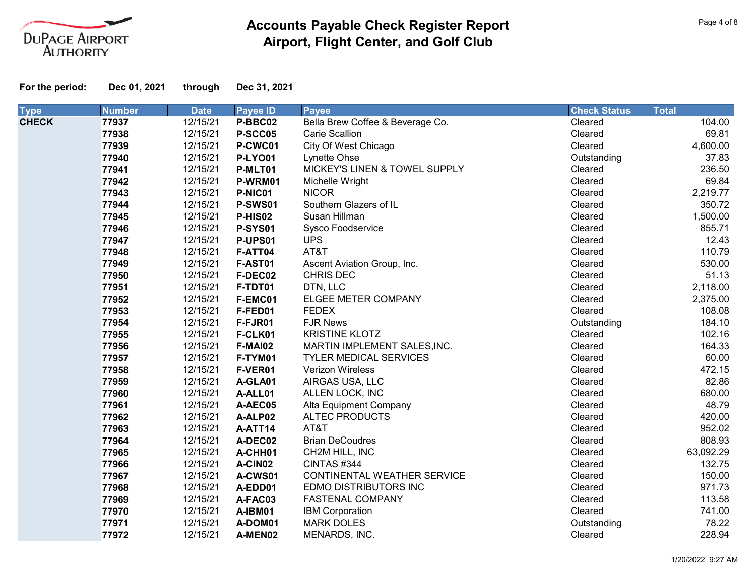DuPage Airport Authority

# Accounts Payable Check Register Report
## Airport, Flight Center, and Golf Club

**For the period:** **Dec 01, 2021** through **Dec 31, 2021**

| Type | Number | Date | Payee ID | Payee | Check Status | Total |
|---|---|---|---|---|---|---|
| **CHECK** | **77937** | 12/15/21 | **P-BBC02** | Bella Brew Coffee & Beverage Co. | Cleared | 104.00 |
| | **77938** | 12/15/21 | **P-SCC05** | Carie Scallion | Cleared | 69.81 |
| | **77939** | 12/15/21 | **P-CWC01** | City Of West Chicago | Cleared | 4,600.00 |
| | **77940** | 12/15/21 | **P-LYO01** | Lynette Ohse | Outstanding | 37.83 |
| | **77941** | 12/15/21 | **P-MLT01** | MICKEY'S LINEN & TOWEL SUPPLY | Cleared | 236.50 |
| | **77942** | 12/15/21 | **P-WRM01** | Michelle Wright | Cleared | 69.84 |
| | **77943** | 12/15/21 | **P-NIC01** | NICOR | Cleared | 2,219.77 |
| | **77944** | 12/15/21 | **P-SWS01** | Southern Glazers of IL | Cleared | 350.72 |
| | **77945** | 12/15/21 | **P-HIS02** | Susan Hillman | Cleared | 1,500.00 |
| | **77946** | 12/15/21 | **P-SYS01** | Sysco Foodservice | Cleared | 855.71 |
| | **77947** | 12/15/21 | **P-UPS01** | UPS | Cleared | 12.43 |
| | **77948** | 12/15/21 | **F-ATT04** | AT&T | Cleared | 110.79 |
| | **77949** | 12/15/21 | **F-AST01** | Ascent Aviation Group, Inc. | Cleared | 530.00 |
| | **77950** | 12/15/21 | **F-DEC02** | CHRIS DEC | Cleared | 51.13 |
| | **77951** | 12/15/21 | **F-TDT01** | DTN, LLC | Cleared | 2,118.00 |
| | **77952** | 12/15/21 | **F-EMC01** | ELGEE METER COMPANY | Cleared | 2,375.00 |
| | **77953** | 12/15/21 | **F-FED01** | FEDEX | Cleared | 108.08 |
| | **77954** | 12/15/21 | **F-FJR01** | FJR News | Outstanding | 184.10 |
| | **77955** | 12/15/21 | **F-CLK01** | KRISTINE KLOTZ | Cleared | 102.16 |
| | **77956** | 12/15/21 | **F-MAI02** | MARTIN IMPLEMENT SALES,INC. | Cleared | 164.33 |
| | **77957** | 12/15/21 | **F-TYM01** | TYLER MEDICAL SERVICES | Cleared | 60.00 |
| | **77958** | 12/15/21 | **F-VER01** | Verizon Wireless | Cleared | 472.15 |
| | **77959** | 12/15/21 | **A-GLA01** | AIRGAS USA, LLC | Cleared | 82.86 |
| | **77960** | 12/15/21 | **A-ALL01** | ALLEN LOCK, INC | Cleared | 680.00 |
| | **77961** | 12/15/21 | **A-AEC05** | Alta Equipment Company | Cleared | 48.79 |
| | **77962** | 12/15/21 | **A-ALP02** | ALTEC PRODUCTS | Cleared | 420.00 |
| | **77963** | 12/15/21 | **A-ATT14** | AT&T | Cleared | 952.02 |
| | **77964** | 12/15/21 | **A-DEC02** | Brian DeCoudres | Cleared | 808.93 |
| | **77965** | 12/15/21 | **A-CHH01** | CH2M HILL, INC | Cleared | 63,092.29 |
| | **77966** | 12/15/21 | **A-CIN02** | CINTAS #344 | Cleared | 132.75 |
| | **77967** | 12/15/21 | **A-CWS01** | CONTINENTAL WEATHER SERVICE | Cleared | 150.00 |
| | **77968** | 12/15/21 | **A-EDD01** | EDMO DISTRIBUTORS INC | Cleared | 971.73 |
| | **77969** | 12/15/21 | **A-FAC03** | FASTENAL COMPANY | Cleared | 113.58 |
| | **77970** | 12/15/21 | **A-IBM01** | IBM Corporation | Cleared | 741.00 |
| | **77971** | 12/15/21 | **A-DOM01** | MARK DOLES | Outstanding | 78.22 |
| | **77972** | 12/15/21 | **A-MEN02** | MENARDS, INC. | Cleared | 228.94 |

1/20/2022 9:27 AM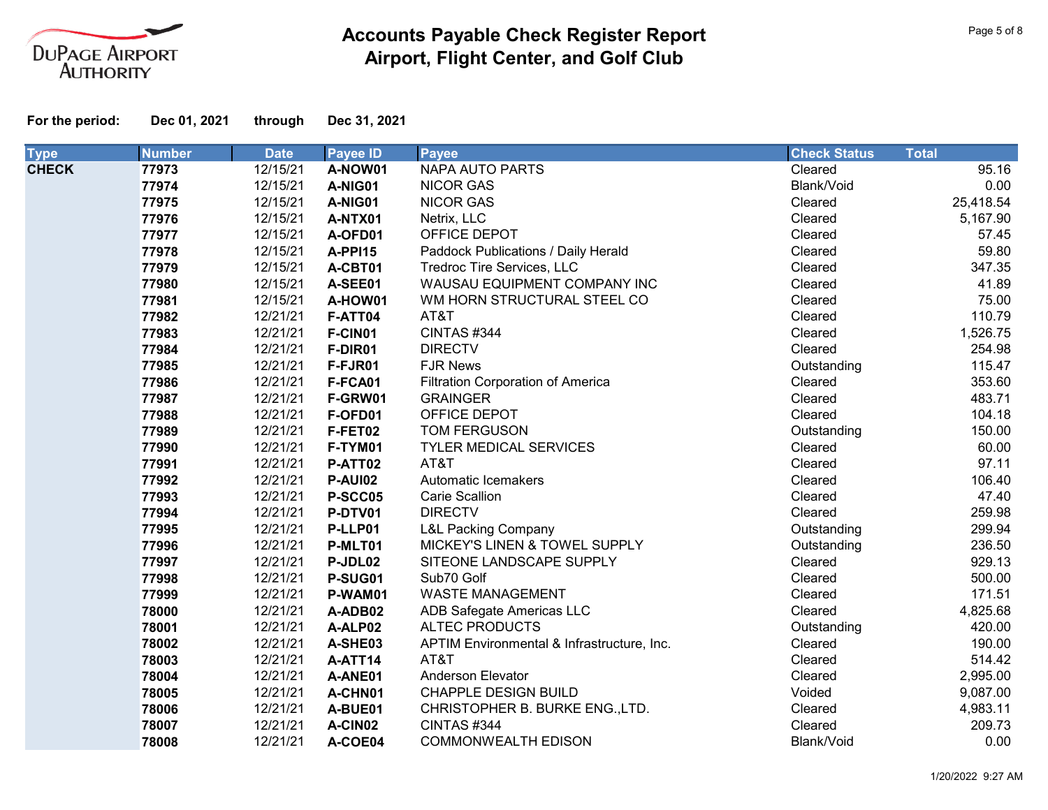# Accounts Payable Check Register Report
## Airport, Flight Center, and Golf Club

**For the period:** **Dec 01, 2021** **through** **Dec 31, 2021**

| Type | Number | Date | Payee ID | Payee | Check Status | Total |
|---|---|---|---|---|---|---|
| **CHECK** | **77973** | 12/15/21 | **A-NOW01** | NAPA AUTO PARTS | Cleared | 95.16 |
| | **77974** | 12/15/21 | **A-NIG01** | NICOR GAS | Blank/Void | 0.00 |
| | **77975** | 12/15/21 | **A-NIG01** | NICOR GAS | Cleared | 25,418.54 |
| | **77976** | 12/15/21 | **A-NTX01** | Netrix, LLC | Cleared | 5,167.90 |
| | **77977** | 12/15/21 | **A-OFD01** | OFFICE DEPOT | Cleared | 57.45 |
| | **77978** | 12/15/21 | **A-PPI15** | Paddock Publications / Daily Herald | Cleared | 59.80 |
| | **77979** | 12/15/21 | **A-CBT01** | Tredroc Tire Services, LLC | Cleared | 347.35 |
| | **77980** | 12/15/21 | **A-SEE01** | WAUSAU EQUIPMENT COMPANY INC | Cleared | 41.89 |
| | **77981** | 12/15/21 | **A-HOW01** | WM HORN STRUCTURAL STEEL CO | Cleared | 75.00 |
| | **77982** | 12/21/21 | **F-ATT04** | AT&T | Cleared | 110.79 |
| | **77983** | 12/21/21 | **F-CIN01** | CINTAS #344 | Cleared | 1,526.75 |
| | **77984** | 12/21/21 | **F-DIR01** | DIRECTV | Cleared | 254.98 |
| | **77985** | 12/21/21 | **F-FJR01** | FJR News | Outstanding | 115.47 |
| | **77986** | 12/21/21 | **F-FCA01** | Filtration Corporation of America | Cleared | 353.60 |
| | **77987** | 12/21/21 | **F-GRW01** | GRAINGER | Cleared | 483.71 |
| | **77988** | 12/21/21 | **F-OFD01** | OFFICE DEPOT | Cleared | 104.18 |
| | **77989** | 12/21/21 | **F-FET02** | TOM FERGUSON | Outstanding | 150.00 |
| | **77990** | 12/21/21 | **F-TYM01** | TYLER MEDICAL SERVICES | Cleared | 60.00 |
| | **77991** | 12/21/21 | **P-ATT02** | AT&T | Cleared | 97.11 |
| | **77992** | 12/21/21 | **P-AUI02** | Automatic Icemakers | Cleared | 106.40 |
| | **77993** | 12/21/21 | **P-SCC05** | Carie Scallion | Cleared | 47.40 |
| | **77994** | 12/21/21 | **P-DTV01** | DIRECTV | Cleared | 259.98 |
| | **77995** | 12/21/21 | **P-LLP01** | L&L Packing Company | Outstanding | 299.94 |
| | **77996** | 12/21/21 | **P-MLT01** | MICKEY'S LINEN & TOWEL SUPPLY | Outstanding | 236.50 |
| | **77997** | 12/21/21 | **P-JDL02** | SITEONE LANDSCAPE SUPPLY | Cleared | 929.13 |
| | **77998** | 12/21/21 | **P-SUG01** | Sub70 Golf | Cleared | 500.00 |
| | **77999** | 12/21/21 | **P-WAM01** | WASTE MANAGEMENT | Cleared | 171.51 |
| | **78000** | 12/21/21 | **A-ADB02** | ADB Safegate Americas LLC | Cleared | 4,825.68 |
| | **78001** | 12/21/21 | **A-ALP02** | ALTEC PRODUCTS | Outstanding | 420.00 |
| | **78002** | 12/21/21 | **A-SHE03** | APTIM Environmental & Infrastructure, Inc. | Cleared | 190.00 |
| | **78003** | 12/21/21 | **A-ATT14** | AT&T | Cleared | 514.42 |
| | **78004** | 12/21/21 | **A-ANE01** | Anderson Elevator | Cleared | 2,995.00 |
| | **78005** | 12/21/21 | **A-CHN01** | CHAPPLE DESIGN BUILD | Voided | 9,087.00 |
| | **78006** | 12/21/21 | **A-BUE01** | CHRISTOPHER B. BURKE ENG.,LTD. | Cleared | 4,983.11 |
| | **78007** | 12/21/21 | **A-CIN02** | CINTAS #344 | Cleared | 209.73 |
| | **78008** | 12/21/21 | **A-COE04** | COMMONWEALTH EDISON | Blank/Void | 0.00 |

1/20/2022 9:27 AM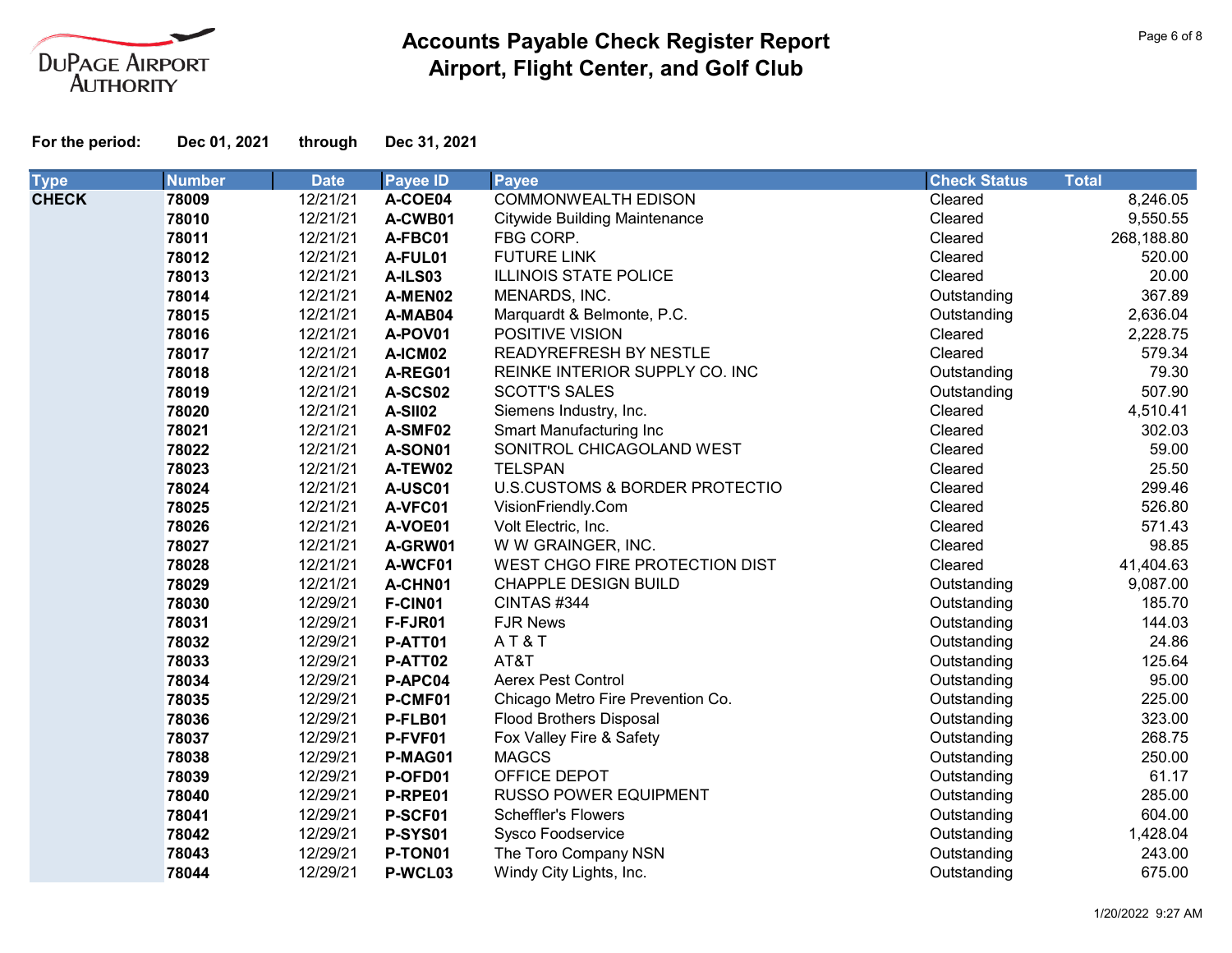# Accounts Payable Check Register Report
## Airport, Flight Center, and Golf Club

**For the period:** **Dec 01, 2021** **through** **Dec 31, 2021**

| Type | Number | Date | Payee ID | Payee | Check Status | Total |
|---|---|---|---|---|---|---|
| **CHECK** | **78009** | 12/21/21 | **A-COE04** | COMMONWEALTH EDISON | Cleared | 8,246.05 |
| | **78010** | 12/21/21 | **A-CWB01** | Citywide Building Maintenance | Cleared | 9,550.55 |
| | **78011** | 12/21/21 | **A-FBC01** | FBG CORP. | Cleared | 268,188.80 |
| | **78012** | 12/21/21 | **A-FUL01** | FUTURE LINK | Cleared | 520.00 |
| | **78013** | 12/21/21 | **A-ILS03** | ILLINOIS STATE POLICE | Cleared | 20.00 |
| | **78014** | 12/21/21 | **A-MEN02** | MENARDS, INC. | Outstanding | 367.89 |
| | **78015** | 12/21/21 | **A-MAB04** | Marquardt & Belmonte, P.C. | Outstanding | 2,636.04 |
| | **78016** | 12/21/21 | **A-POV01** | POSITIVE VISION | Cleared | 2,228.75 |
| | **78017** | 12/21/21 | **A-ICM02** | READYREFRESH BY NESTLE | Cleared | 579.34 |
| | **78018** | 12/21/21 | **A-REG01** | REINKE INTERIOR SUPPLY CO. INC | Outstanding | 79.30 |
| | **78019** | 12/21/21 | **A-SCS02** | SCOTT'S SALES | Outstanding | 507.90 |
| | **78020** | 12/21/21 | **A-SII02** | Siemens Industry, Inc. | Cleared | 4,510.41 |
| | **78021** | 12/21/21 | **A-SMF02** | Smart Manufacturing Inc | Cleared | 302.03 |
| | **78022** | 12/21/21 | **A-SON01** | SONITROL CHICAGOLAND WEST | Cleared | 59.00 |
| | **78023** | 12/21/21 | **A-TEW02** | TELSPAN | Cleared | 25.50 |
| | **78024** | 12/21/21 | **A-USC01** | U.S.CUSTOMS & BORDER PROTECTIO | Cleared | 299.46 |
| | **78025** | 12/21/21 | **A-VFC01** | VisionFriendly.Com | Cleared | 526.80 |
| | **78026** | 12/21/21 | **A-VOE01** | Volt Electric, Inc. | Cleared | 571.43 |
| | **78027** | 12/21/21 | **A-GRW01** | W W GRAINGER, INC. | Cleared | 98.85 |
| | **78028** | 12/21/21 | **A-WCF01** | WEST CHGO FIRE PROTECTION DIST | Cleared | 41,404.63 |
| | **78029** | 12/21/21 | **A-CHN01** | CHAPPLE DESIGN BUILD | Outstanding | 9,087.00 |
| | **78030** | 12/29/21 | **F-CIN01** | CINTAS #344 | Outstanding | 185.70 |
| | **78031** | 12/29/21 | **F-FJR01** | FJR News | Outstanding | 144.03 |
| | **78032** | 12/29/21 | **P-ATT01** | A T & T | Outstanding | 24.86 |
| | **78033** | 12/29/21 | **P-ATT02** | AT&T | Outstanding | 125.64 |
| | **78034** | 12/29/21 | **P-APC04** | Aerex Pest Control | Outstanding | 95.00 |
| | **78035** | 12/29/21 | **P-CMF01** | Chicago Metro Fire Prevention Co. | Outstanding | 225.00 |
| | **78036** | 12/29/21 | **P-FLB01** | Flood Brothers Disposal | Outstanding | 323.00 |
| | **78037** | 12/29/21 | **P-FVF01** | Fox Valley Fire & Safety | Outstanding | 268.75 |
| | **78038** | 12/29/21 | **P-MAG01** | MAGCS | Outstanding | 250.00 |
| | **78039** | 12/29/21 | **P-OFD01** | OFFICE DEPOT | Outstanding | 61.17 |
| | **78040** | 12/29/21 | **P-RPE01** | RUSSO POWER EQUIPMENT | Outstanding | 285.00 |
| | **78041** | 12/29/21 | **P-SCF01** | Scheffler's Flowers | Outstanding | 604.00 |
| | **78042** | 12/29/21 | **P-SYS01** | Sysco Foodservice | Outstanding | 1,428.04 |
| | **78043** | 12/29/21 | **P-TON01** | The Toro Company NSN | Outstanding | 243.00 |
| | **78044** | 12/29/21 | **P-WCL03** | Windy City Lights, Inc. | Outstanding | 675.00 |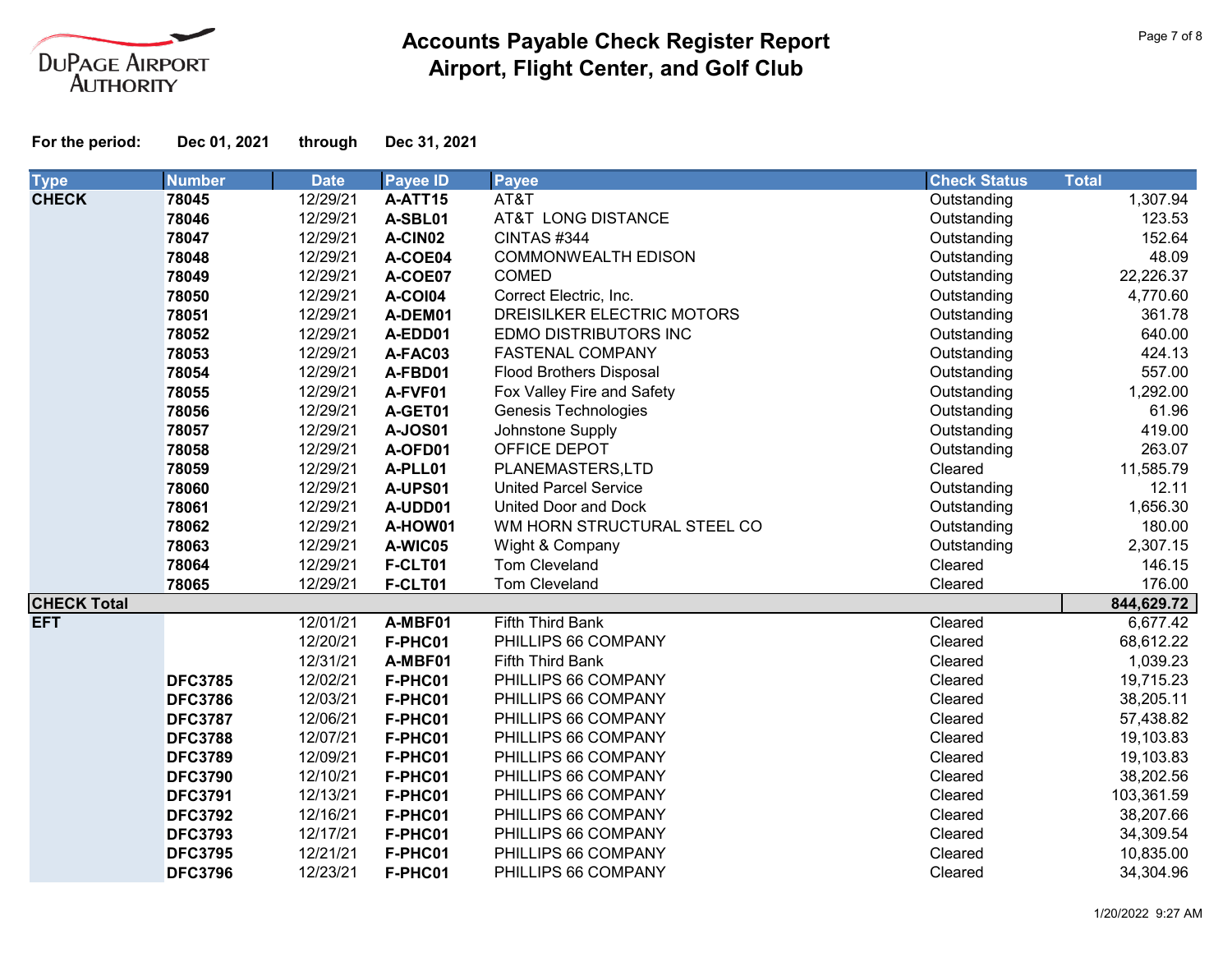DuPage Airport Authority

# Accounts Payable Check Register Report
## Airport, Flight Center, and Golf Club

**For the period:** **Dec 01, 2021** **through** **Dec 31, 2021**

| Type | Number | Date | Payee ID | Payee | Check Status | Total |
|---|---|---|---|---|---|---|
| **CHECK** | **78045** | 12/29/21 | **A-ATT15** | AT&T | Outstanding | 1,307.94 |
| | **78046** | 12/29/21 | **A-SBL01** | AT&T LONG DISTANCE | Outstanding | 123.53 |
| | **78047** | 12/29/21 | **A-CIN02** | CINTAS #344 | Outstanding | 152.64 |
| | **78048** | 12/29/21 | **A-COE04** | COMMONWEALTH EDISON | Outstanding | 48.09 |
| | **78049** | 12/29/21 | **A-COE07** | COMED | Outstanding | 22,226.37 |
| | **78050** | 12/29/21 | **A-COI04** | Correct Electric, Inc. | Outstanding | 4,770.60 |
| | **78051** | 12/29/21 | **A-DEM01** | DREISILKER ELECTRIC MOTORS | Outstanding | 361.78 |
| | **78052** | 12/29/21 | **A-EDD01** | EDMO DISTRIBUTORS INC | Outstanding | 640.00 |
| | **78053** | 12/29/21 | **A-FAC03** | FASTENAL COMPANY | Outstanding | 424.13 |
| | **78054** | 12/29/21 | **A-FBD01** | Flood Brothers Disposal | Outstanding | 557.00 |
| | **78055** | 12/29/21 | **A-FVF01** | Fox Valley Fire and Safety | Outstanding | 1,292.00 |
| | **78056** | 12/29/21 | **A-GET01** | Genesis Technologies | Outstanding | 61.96 |
| | **78057** | 12/29/21 | **A-JOS01** | Johnstone Supply | Outstanding | 419.00 |
| | **78058** | 12/29/21 | **A-OFD01** | OFFICE DEPOT | Outstanding | 263.07 |
| | **78059** | 12/29/21 | **A-PLL01** | PLANEMASTERS,LTD | Cleared | 11,585.79 |
| | **78060** | 12/29/21 | **A-UPS01** | United Parcel Service | Outstanding | 12.11 |
| | **78061** | 12/29/21 | **A-UDD01** | United Door and Dock | Outstanding | 1,656.30 |
| | **78062** | 12/29/21 | **A-HOW01** | WM HORN STRUCTURAL STEEL CO | Outstanding | 180.00 |
| | **78063** | 12/29/21 | **A-WIC05** | Wight & Company | Outstanding | 2,307.15 |
| | **78064** | 12/29/21 | **F-CLT01** | Tom Cleveland | Cleared | 146.15 |
| | **78065** | 12/29/21 | **F-CLT01** | Tom Cleveland | Cleared | 176.00 |
| **CHECK Total** | | | | | | **844,629.72** |
| **EFT** | | 12/01/21 | **A-MBF01** | Fifth Third Bank | Cleared | 6,677.42 |
| | | 12/20/21 | **F-PHC01** | PHILLIPS 66 COMPANY | Cleared | 68,612.22 |
| | | 12/31/21 | **A-MBF01** | Fifth Third Bank | Cleared | 1,039.23 |
| | **DFC3785** | 12/02/21 | **F-PHC01** | PHILLIPS 66 COMPANY | Cleared | 19,715.23 |
| | **DFC3786** | 12/03/21 | **F-PHC01** | PHILLIPS 66 COMPANY | Cleared | 38,205.11 |
| | **DFC3787** | 12/06/21 | **F-PHC01** | PHILLIPS 66 COMPANY | Cleared | 57,438.82 |
| | **DFC3788** | 12/07/21 | **F-PHC01** | PHILLIPS 66 COMPANY | Cleared | 19,103.83 |
| | **DFC3789** | 12/09/21 | **F-PHC01** | PHILLIPS 66 COMPANY | Cleared | 19,103.83 |
| | **DFC3790** | 12/10/21 | **F-PHC01** | PHILLIPS 66 COMPANY | Cleared | 38,202.56 |
| | **DFC3791** | 12/13/21 | **F-PHC01** | PHILLIPS 66 COMPANY | Cleared | 103,361.59 |
| | **DFC3792** | 12/16/21 | **F-PHC01** | PHILLIPS 66 COMPANY | Cleared | 38,207.66 |
| | **DFC3793** | 12/17/21 | **F-PHC01** | PHILLIPS 66 COMPANY | Cleared | 34,309.54 |
| | **DFC3795** | 12/21/21 | **F-PHC01** | PHILLIPS 66 COMPANY | Cleared | 10,835.00 |
| | **DFC3796** | 12/23/21 | **F-PHC01** | PHILLIPS 66 COMPANY | Cleared | 34,304.96 |

1/20/2022 9:27 AM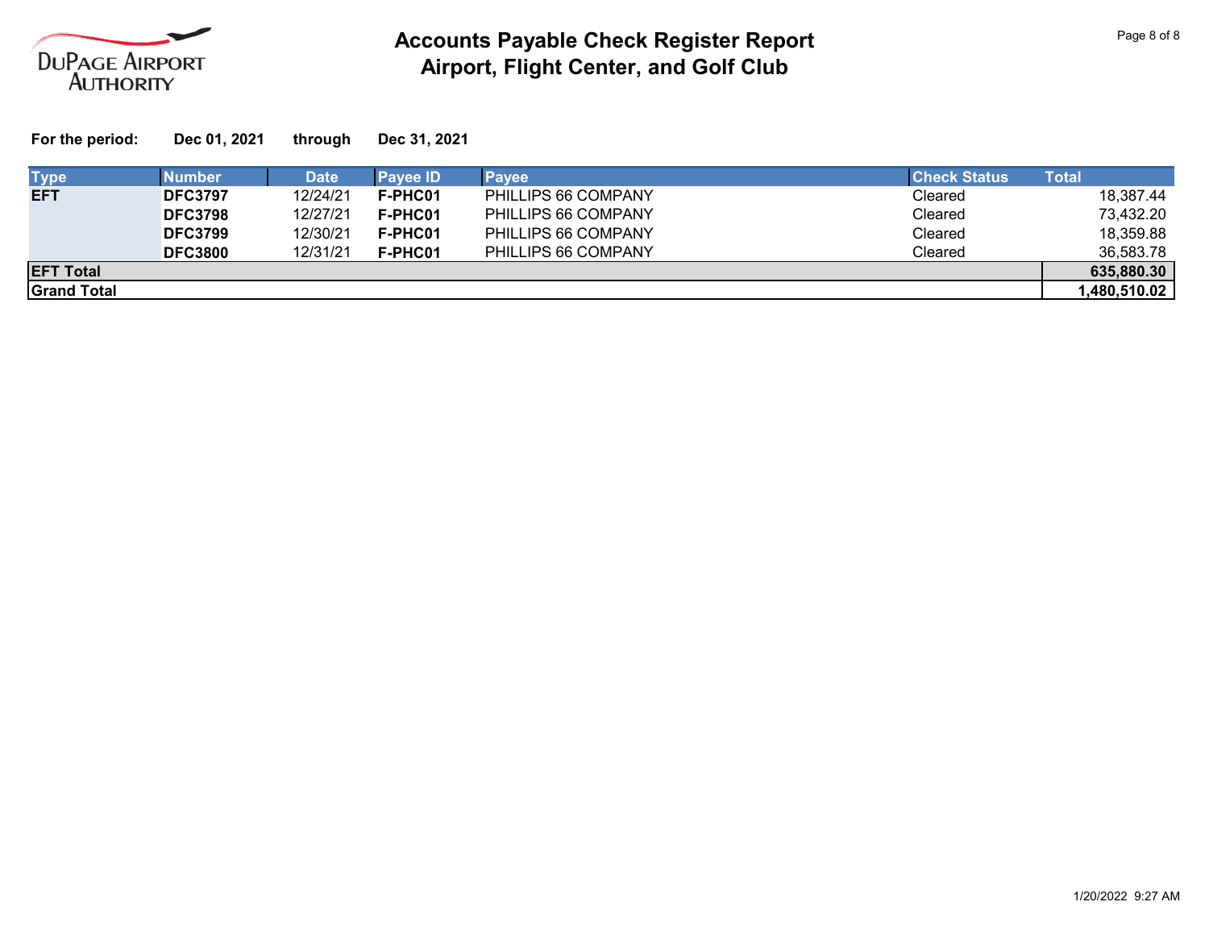# Accounts Payable Check Register Report
## Airport, Flight Center, and Golf Club

**For the period:** **Dec 01, 2021** **through** **Dec 31, 2021**

| Type | Number | Date | Payee ID | Payee | Check Status | Total |
|---|---|---|---|---|---|---|
| **EFT** | **DFC3797** | 12/24/21 | **F-PHC01** | PHILLIPS 66 COMPANY | Cleared | 18,387.44 |
| | **DFC3798** | 12/27/21 | **F-PHC01** | PHILLIPS 66 COMPANY | Cleared | 73,432.20 |
| | **DFC3799** | 12/30/21 | **F-PHC01** | PHILLIPS 66 COMPANY | Cleared | 18,359.88 |
| | **DFC3800** | 12/31/21 | **F-PHC01** | PHILLIPS 66 COMPANY | Cleared | 36,583.78 |
| **EFT Total** | | | | | | **635,880.30** |
| **Grand Total** | | | | | | **1,480,510.02** |

1/20/2022 9:27 AM